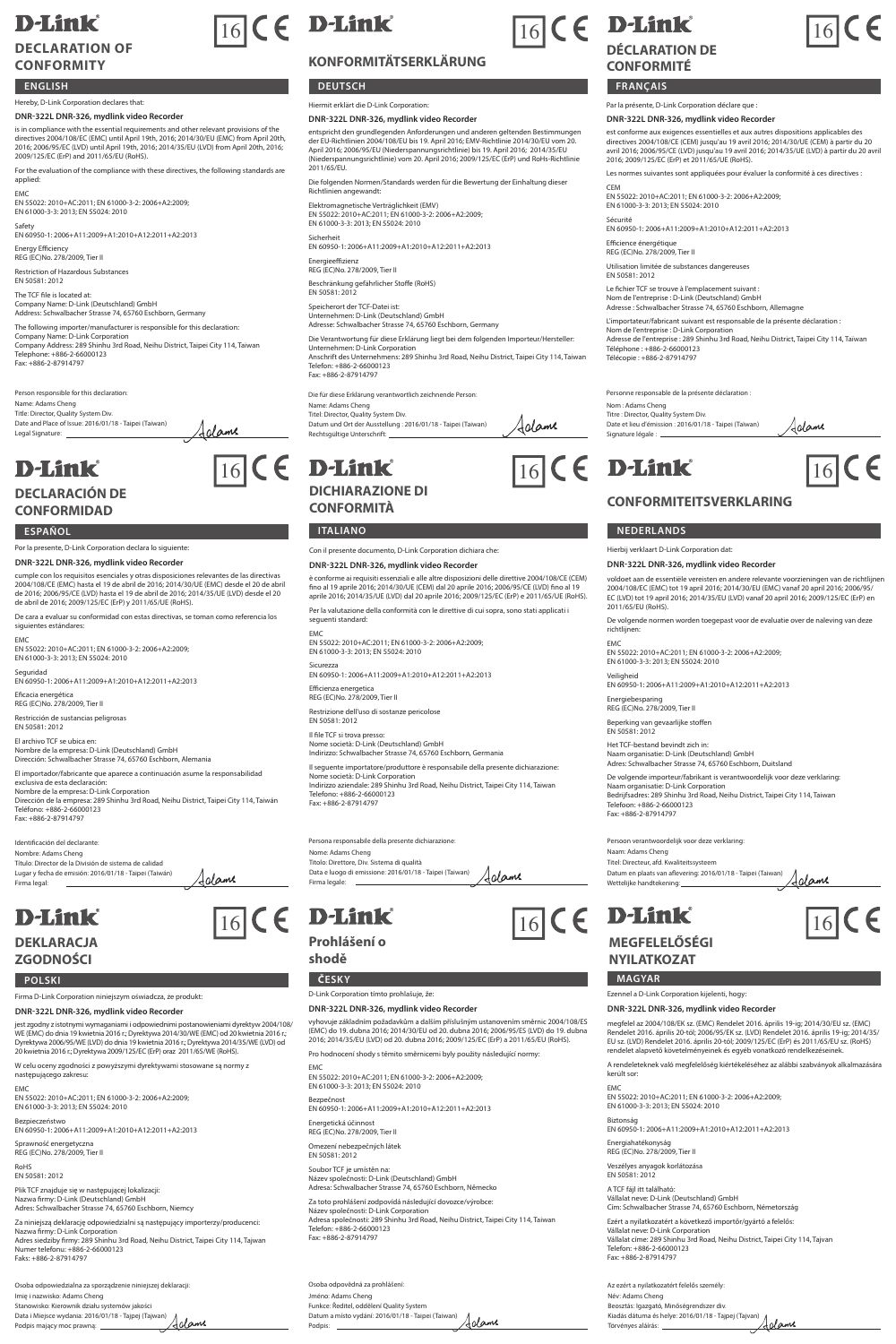D-Link

16 CE

# DECLARATION OF CONFORMITY

## ENGLISH

Hereby, D-Link Corporation declares that:

**DNR-322L DNR-326, mydlink video Recorder**

is in compliance with the essential requirements and other relevant provisions of the directives 2004/108/EC (EMC) until April 19th, 2016; 2014/30/EU (EMC) from April 20th, 2016; 2006/95/EC (LVD) until April 19th, 2016; 2014/35/EU (LVD) from April 20th, 2016; 2009/125/EC (ErP) and 2011/65/EU (RoHS).

For the evaluation of the compliance with these directives, the following standards are applied:

EMC
EN 55022: 2010+AC:2011; EN 61000-3-2: 2006+A2:2009;
EN 61000-3-3: 2013; EN 55024: 2010

Safety
EN 60950-1: 2006+A11:2009+A1:2010+A12:2011+A2:2013

Energy Efficiency
REG (EC)No. 278/2009, Tier II

Restriction of Hazardous Substances
EN 50581: 2012

The TCF file is located at:
Company Name: D-Link (Deutschland) GmbH
Address: Schwalbacher Strasse 74, 65760 Eschborn, Germany

The following importer/manufacturer is responsible for this declaration:
Company Name: D-Link Corporation
Company Address: 289 Shinhu 3rd Road, Neihu District, Taipei City 114, Taiwan
Telephone: +886-2-66000123
Fax: +886-2-87914797

Person responsible for this declaration:
Name: Adams Cheng
Title: Director, Quality System Div.
Date and Place of Issue: 2016/01/18 - Taipei (Taiwan)
Legal Signature: Adams

D-Link

16 CE

# KONFORMITÄTSERKLÄRUNG

## DEUTSCH

Hiermit erklärt die D-Link Corporation:

**DNR-322L DNR-326, mydlink video Recorder**

entspricht den grundlegenden Anforderungen und anderen geltenden Bestimmungen der EU-Richtlinien 2004/108/EG bis 19. April 2016; EMV-Richtlinie 2014/30/EU vom 20. April 2016; 2006/95/EU (Niederspannungsrichtlinie) bis 19. April 2016; 2014/35/EU (Niederspannungsrichtlinie) vom 20. April 2016; 2009/125/EC (ErP) und RoHs-Richtlinie 2011/65/EU.

Die folgenden Normen/Standards werden für die Bewertung der Einhaltung dieser Richtlinien angewandt:

Elektromagnetische Verträglichkeit (EMV)
EN 55022: 2010+AC:2011; EN 61000-3-2: 2006+A2:2009;
EN 61000-3-3: 2013; EN 55024: 2010

Sicherheit
EN 60950-1: 2006+A11:2009+A1:2010+A12:2011+A2:2013

Energieeffizienz
REG (EC)No. 278/2009, Tier II

Beschränkung gefährlicher Stoffe (RoHS)
EN 50581: 2012

Speicherort der TCF-Datei ist:
Unternehmen: D-Link (Deutschland) GmbH
Adresse: Schwalbacher Strasse 74, 65760 Eschborn, Germany

Die Verantwortung für diese Erklärung liegt bei dem folgenden Importeur/Hersteller:
Unternehmen: D-Link Corporation
Anschrift des Unternehmens: 289 Shinhu 3rd Road, Neihu District, Taipei City 114, Taiwan
Telefon: +886-2-66000123
Fax: +886-2-87914797

Die für diese Erklärung verantwortlich zeichnende Person:
Name: Adams Cheng
Titel: Director, Quality System Div.
Datum und Ort der Ausstellung : 2016/01/18 - Taipei (Taiwan)
Rechtsgültige Unterschrift: Adams

D-Link

16 CE

# DÉCLARATION DE CONFORMITÉ

## FRANÇAIS

Par la présente, D-Link Corporation déclare que :

**DNR-322L DNR-326, mydlink video Recorder**

est conforme aux exigences essentielles et aux autres dispositions applicables des directives 2004/108/CE (CEM) jusqu'au 19 avril 2016; 2014/30/UE (CEM) à partir du 20 avril 2016; 2006/95/CE (LVD) jusqu'au 19 avril 2016; 2014/35/UE (LVD) à partir du 20 avril 2016; 2009/125/CE (ErP) et 2011/65/UE (RoHS).

Les normes suivantes sont appliquées pour évaluer la conformité à ces directives :

CEM
EN 55022: 2010+AC:2011; EN 61000-3-2: 2006+A2:2009;
EN 61000-3-3: 2013; EN 55024: 2010

Sécurité
EN 60950-1: 2006+A11:2009+A1:2010+A12:2011+A2:2013

Efficience énergétique
REG (EC)No. 278/2009, Tier II

Utilisation limitée de substances dangereuses
EN 50581: 2012

Le fichier TCF se trouve à l'emplacement suivant :
Nom de l'entreprise : D-Link (Deutschland) GmbH
Adresse : Schwalbacher Strasse 74, 65760 Eschborn, Allemagne

L'importateur/fabricant suivant est responsable de la présente déclaration :
Nom de l'entreprise : D-Link Corporation
Adresse de l'entreprise : 289 Shinhu 3rd Road, Neihu District, Taipei City 114, Taiwan
Téléphone : +886-2-66000123
Télécopie : +886-2-87914797

Personne responsable de la présente déclaration :
Nom : Adams Cheng
Titre : Director, Quality System Div.
Date et lieu d'émission : 2016/01/18 - Taipei (Taiwan)
Signature légale : Adams

D-Link

16 CE

# DECLARACIÓN DE CONFORMIDAD

## ESPAÑOL

Por la presente, D-Link Corporation declara lo siguiente:

**DNR-322L DNR-326, mydlink video Recorder**

cumple con los requisitos esenciales y otras disposiciones relevantes de las directivas 2004/108/CE (EMC) hasta el 19 de abril de 2016; 2014/30/UE (EMC) desde el 20 de abril de 2016; 2006/95/CE (LVD) hasta el 19 de abril de 2016; 2014/35/UE (LVD) desde el 20 de abril de 2016; 2009/125/CE (ErP) y 2011/65/UE (RoHS).

De cara a evaluar su conformidad con estas directivas, se toman como referencia los siguientes estándares:

EMC
EN 55022: 2010+AC:2011; EN 61000-3-2: 2006+A2:2009;
EN 61000-3-3: 2013; EN 55024: 2010

Seguridad
EN 60950-1: 2006+A11:2009+A1:2010+A12:2011+A2:2013

Eficacia energética
REG (EC)No. 278/2009, Tier II

Restricción de sustancias peligrosas
EN 50581: 2012

El archivo TCF se ubica en:
Nombre de la empresa: D-Link (Deutschland) GmbH
Dirección: Schwalbacher Strasse 74, 65760 Eschborn, Alemania

El importador/fabricante que aparece a continuación asume la responsabilidad exclusiva de esta declaración:
Nombre de la empresa: D-Link Corporation
Dirección de la empresa: 289 Shinhu 3rd Road, Neihu District, Taipei City 114, Taiwán
Teléfono: +886-2-66000123
Fax: +886-2-87914797

Identificación del declarante:
Nombre: Adams Cheng
Título: Director de la División de sistema de calidad
Lugar y fecha de emisión: 2016/01/18 - Taipei (Taiwán)
Firma legal: Adams

D-Link

16 CE

# DICHIARAZIONE DI CONFORMITÀ

## ITALIANO

Con il presente documento, D-Link Corporation dichiara che:

**DNR-322L DNR-326, mydlink video Recorder**

è conforme ai requisiti essenziali e alle altre disposizioni delle direttive 2004/108/CE (CEM) fino al 19 aprile 2016; 2014/30/UE (CEM) dal 20 aprile 2016; 2006/95/CE (LVD) fino al 19 aprile 2016; 2014/35/UE (LVD) dal 20 aprile 2016; 2009/125/CE (ErP) e 2011/65/UE (RoHS).

Per la valutazione della conformità con le direttive di cui sopra, sono stati applicati i seguenti standard:

EMC
EN 55022: 2010+AC:2011; EN 61000-3-2: 2006+A2:2009;
EN 61000-3-3: 2013; EN 55024: 2010

Sicurezza
EN 60950-1: 2006+A11:2009+A1:2010+A12:2011+A2:2013

Efficienza energetica
REG (EC)No. 278/2009, Tier II

Restrizione dell'uso di sostanze pericolose
EN 50581: 2012

Il file TCF si trova presso:
Nome società: D-Link (Deutschland) GmbH
Indirizzo: Schwalbacher Strasse 74, 65760 Eschborn, Germania

Il seguente importatore/produttore è responsabile della presente dichiarazione:
Nome società: D-Link Corporation
Indirizzo aziendale: 289 Shinhu 3rd Road, Neihu District, Taipei City 114, Taiwan
Telefono: +886-2-66000123
Fax: +886-2-87914797

Persona responsabile della presente dichiarazione:
Nome: Adams Cheng
Titolo: Direttore, Div. Sistema di qualità
Data e luogo di emissione: 2016/01/18 - Taipei (Taiwan)
Firma legale: Adams

D-Link

16 CE

# CONFORMITEITSVERKLARING

## NEDERLANDS

Hierbij verklaart D-Link Corporation dat:

**DNR-322L DNR-326, mydlink video Recorder**

voldoet aan de essentiële vereisten en andere relevante voorzieningen van de richtlijnen 2004/108/EC (EMC) tot 19 april 2016; 2014/30/EU (EMC) vanaf 20 april 2016; 2006/95/EC (LVD) tot 19 april 2016; 2014/35/EU (LVD) vanaf 20 april 2016; 2009/125/EC (ErP) en 2011/65/EU (RoHS).

De volgende normen worden toegepast voor de evaluatie over de naleving van deze richtlijnen:

EMC
EN 55022: 2010+AC:2011; EN 61000-3-2: 2006+A2:2009;
EN 61000-3-3: 2013; EN 55024: 2010

Veiligheid
EN 60950-1: 2006+A11:2009+A1:2010+A12:2011+A2:2013

Energiebesparing
REG (EC)No. 278/2009, Tier II

Beperking van gevaarlijke stoffen
EN 50581: 2012

Het TCF-bestand bevindt zich in:
Naam organisatie: D-Link (Deutschland) GmbH
Adres: Schwalbacher Strasse 74, 65760 Eschborn, Duitsland

De volgende importeur/fabrikant is verantwoordelijk voor deze verklaring:
Naam organisatie: D-Link Corporation
Bedrijfsadres: 289 Shinhu 3rd Road, Neihu District, Taipei City 114, Taiwan
Telefoon: +886-2-66000123
Fax: +886-2-87914797

Persoon verantwoordelijk voor deze verklaring:
Naam: Adams Cheng
Titel: Directeur, afd. Kwaliteitssysteem
Datum en plaats van aflevering: 2016/01/18 - Taipei (Taiwan)
Wettelijke handtekening: Adams

D-Link

16 CE

# DEKLARACJA ZGODNOŚCI

## POLSKI

Firma D-Link Corporation niniejszym oświadcza, że produkt:

**DNR-322L DNR-326, mydlink video Recorder**

jest zgodny z istotnymi wymaganiami i odpowiednimi postanowieniami dyrektyw 2004/108/WE (EMC) do dnia 19 kwietnia 2016 r.; Dyrektywa 2014/30/WE (EMC) od 20 kwietnia 2016 r.; Dyrektywa 2006/95/WE (LVD) do dnia 19 kwietnia 2016 r.; Dyrektywa 2014/35/WE (LVD) od 20 kwietnia 2016 r.; Dyrektywa 2009/125/WE (ErP) oraz 2011/65/WE (RoHS).

W celu oceny zgodności z powyższymi dyrektywami stosowane są normy z następującego zakresu:

EMC
EN 55022: 2010+AC:2011; EN 61000-3-2: 2006+A2:2009;
EN 61000-3-3: 2013; EN 55024: 2010

Bezpieczeństwo
EN 60950-1: 2006+A11:2009+A1:2010+A12:2011+A2:2013

Sprawność energetyczna
REG (EC)No. 278/2009, Tier II

RoHS
EN 50581: 2012

Plik TCF znajduje się w następującej lokalizacji:
Nazwa firmy: D-Link (Deutschland) GmbH
Adres: Schwalbacher Strasse 74, 65760 Eschborn, Niemcy

Za niniejszą deklarację odpowiedzialni są następujący importerzy/producenci:
Nazwa firmy: D-Link Corporation
Adres siedziby firmy: 289 Shinhu 3rd Road, Neihu District, Taipei City 114, Tajwan
Numer telefonu: +886-2-66000123
Faks: +886-2-87914797

Osoba odpowiedzialna za sporządzenie niniejszej deklaracji:
Imię i nazwisko: Adams Cheng
Stanowisko: Kierownik działu systemów jakości
Data i Miejsce wydania: 2016/01/18 - Tajpej (Tajwan)
Podpis mający moc prawną: Adams

D-Link

16 CE

# Prohlášení o shodě

## ČESKY

D-Link Corporation tímto prohlašuje, že:

**DNR-322L DNR-326, mydlink video Recorder**

vyhovuje základním požadavkům a dalším příslušným ustanovením směrnic 2004/108/ES (EMC) do 19. dubna 2016; 2014/30/EU od 20. dubna 2016; 2006/95/ES (LVD) do 19. dubna 2016; 2014/35/EU (LVD) od 20. dubna 2016; 2009/125/ES (ErP) a 2011/65/EU (RoHS).

Pro hodnocení shody s těmito směrnicemi byly použity následující normy:

EMC
EN 55022: 2010+AC:2011; EN 61000-3-2: 2006+A2:2009;
EN 61000-3-3: 2013; EN 55024: 2010

Bezpečnost
EN 60950-1: 2006+A11:2009+A1:2010+A12:2011+A2:2013

Energetická účinnost
REG (EC)No. 278/2009, Tier II

Omezení nebezpečných látek
EN 50581: 2012

Soubor TCF je umístěn na:
Název společnosti: D-Link (Deutschland) GmbH
Adresa: Schwalbacher Strasse 74, 65760 Eschborn, Německo

Za toto prohlášení zodpovídá následující dovozce/výrobce:
Název společnosti: D-Link Corporation
Adresa společnosti: 289 Shinhu 3rd Road, Neihu District, Taipei City 114, Taiwan
Telefon: +886-2-66000123
Fax: +886-2-87914797

Osoba odpovědná za prohlášení:
Jméno: Adams Cheng
Funkce: Ředitel, oddělení Quality System
Datum a místo vydání: 2016/01/18 - Taipei (Taiwan)
Podpis: Adams

D-Link

16 CE

# MEGFELELŐSÉGI NYILATKOZAT

## MAGYAR

Ezennel a D-Link Corporation kijelenti, hogy:

**DNR-322L DNR-326, mydlink video Recorder**

megfelel az 2004/108/EK sz. (EMC) Rendelet 2016. április 19-ig; 2014/30/EU sz. (EMC) Rendelet 2016. április 20-tól; 2006/95/EK sz. (LVD) Rendelet 2016. április 19-ig; 2014/35/EU sz. (LVD) Rendelet 2016. április 20-tól; 2009/125/EK (ErP) és 2011/65/EU sz. (RoHS) rendelet alapvető követelményeinek és egyéb vonatkozó rendelkezéseinek.

A rendeleteknek való megfelelőség kiértékeléséhez az alábbi szabványok alkalmazására került sor:

EMC
EN 55022: 2010+AC:2011; EN 61000-3-2: 2006+A2:2009;
EN 61000-3-3: 2013; EN 55024: 2010

Biztonság
EN 60950-1: 2006+A11:2009+A1:2010+A12:2011+A2:2013

Energiahatékonyság
REG (EC)No. 278/2009, Tier II

Veszélyes anyagok korlátozása
EN 50581: 2012

A TCF fájl itt található:
Vállalat neve: D-Link (Deutschland) GmbH
Cím: Schwalbacher Strasse 74, 65760 Eschborn, Németország

Ezért a nyilatkozatért a következő importőr/gyártó a felelős:
Vállalat neve: D-Link Corporation
Vállalat címe: 289 Shinhu 3rd Road, Neihu District, Taipei City 114, Tajvan
Telefon: +886-2-66000123
Fax: +886-2-87914797

Az ezért a nyilatkozatért felelős személy:
Név: Adams Cheng
Beosztás: Igazgató, Minőségrendszer div.
Kiadás dátuma és helye: 2016/01/18 - Tajpej (Tajvan)
Törvényes aláírás: Adams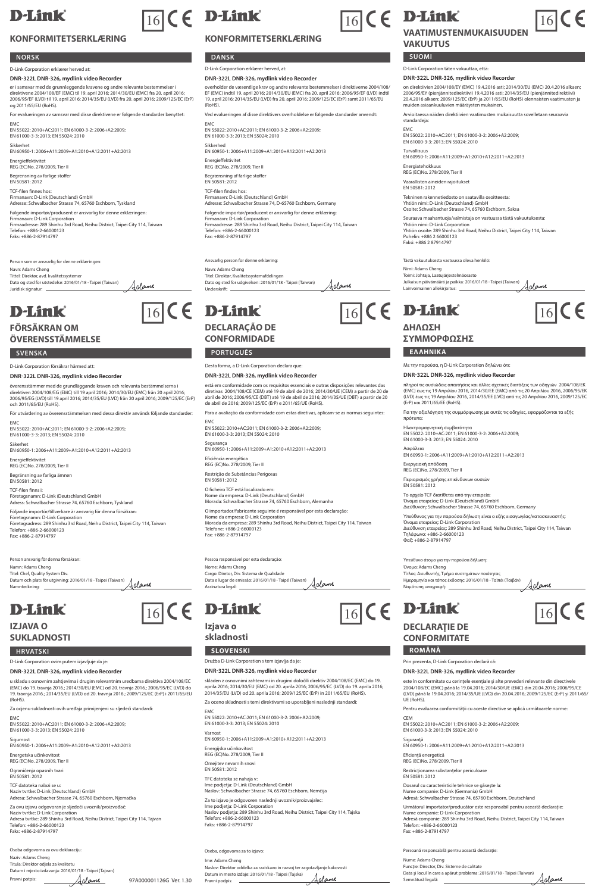# D-Link

16 CE

## KONFORMITETSERKLÆRING

### NORSK

D-Link Corporation erklærer herved at:

**DNR-322L DNR-326, mydlink video Recorder**

er i samsvar med de grunnleggende kravene og andre relevante bestemmelser i direktivene 2004/108/EF (EMC) til 19. april 2016; 2014/30/EU (EMC) fra 20. april 2016; 2006/95/EF (LVD) till 19. april 2016; 2014/35/EU (LVD) fra 20. april 2016; 2009/125/EC (ErP) og 2011/65/EU (RoHS).

For evalueringen av samsvar med disse direktivene er følgende standarder benyttet:

EMC
EN 55022: 2010+AC:2011; EN 61000-3-2: 2006+A2:2009;
EN 61000-3-3: 2013; EN 55024: 2010

Sikkerhet
EN 60950-1: 2006+A11:2009+A1:2010+A12:2011+A2:2013

Energieffektivitet
REG (EC)No. 278/2009, Tier II

Begrensning av farlige stoffer
EN 50581: 2012

TCF-filen finnes hos:
Firmanavn: D-Link (Deutschland) GmbH
Adresse: Schwalbacher Strasse 74, 65760 Eschborn, Tyskland

Følgende importør/produsent er ansvarlig for denne erklæringen:
Firmanavn: D-Link Corporation
Firmaadresse: 289 Shinhu 3rd Road, Neihu District, Taipei City 114, Taiwan
Telefon: +886-2-66000123
Faks: +886-2-87914797

Person som er ansvarlig for denne erklæringen:
Navn: Adams Cheng
Tittel: Direktør, avd. kvalitetssystemer
Dato og sted for utstedelse: 2016/01/18 - Taipei (Taiwan)
Juridisk signatur:

# D-Link

16 CE

## KONFORMITETSERKLÆRING

### DANSK

D-Link Corporation erklærer herved, at:

**DNR-322L DNR-326, mydlink video Recorder**

overholder de væsentlige krav og andre relevante bestemmelser i direktiverne 2004/108/EF (EMC) indtil 19. april 2016; 2014/30/EU (EMC) fra 20. april 2016; 2006/95/EF (LVD) indtil 19. april 2016; 2014/35/EU (LVD) fra 20. april 2016; 2009/125/EC (ErP) samt 2011/65/EU (RoHS).

Ved evalueringen af disse direktivers overholdelse er følgende standarder anvendt:

EMC
EN 55022: 2010+AC:2011; EN 61000-3-2: 2006+A2:2009;
EN 61000-3-3: 2013; EN 55024: 2010

Sikkerhed
EN 60950-1: 2006+A11:2009+A1:2010+A12:2011+A2:2013

Energieffektivitet
REG (EC)No. 278/2009, Tier II

Begrænsning af farlige stoffer
EN 50581: 2012

TCF-filen findes hos:
Firmanavn: D-Link (Deutschland) GmbH
Adresse: Schwalbacher Strasse 74, D-65760 Eschborn, Germany

Følgende importør/producent er ansvarlig for denne erklæring:
Firmanavn: D-Link Corporation
Firmaadresse: 289 Shinhu 3rd Road, Neihu District, Taipei City 114, Taiwan
Telefon: +886-2-66000123
Fax: +886-2-87914797

Ansvarlig person for denne erklæring:
Navn: Adams Cheng
Titel: Direktør, Kvalitetssystemafdelingen
Dato og sted for udgivelsen: 2016/01/18 - Taipei (Taiwan)
Underskrift:

# D-Link

16 CE

## VAATIMUSTENMUKAISUUDEN VAKUUTUS

### SUOMI

D-Link Corporation täten vakuuttaa, että:

**DNR-322L DNR-326, mydlink video Recorder**

on direktiivien 2004/108/EY (EMC) 19.4.2016 asti; 2014/30/EU (EMC) 20.4.2016 alkaen; 2006/95/EY (pienjännitedirektiivi) 19.4.2016 asti; 2014/35/EU (pienjännitedirektiivi) 20.4.2016 alkaen; 2009/125/EC (ErP) ja 2011/65/EU (RoHS) olennaisten vaatimusten ja muiden asiaankuuluvien määräysten mukainen.

Arvioitaessa näiden direktiivien vaatimusten mukaisuutta sovelletaan seuraavia standardeja:

EMC
EN 55022: 2010+AC:2011; EN 61000-3-2: 2006+A2:2009;
EN 61000-3-3: 2013; EN 55024: 2010

Turvallisuus
EN 60950-1: 2006+A11:2009+A1:2010+A12:2011+A2:2013

Energiatehokkuus
REG (EC)No. 278/2009, Tier II

Vaarallisten aineiden rajoitukset
EN 50581: 2012

Tekninen rakennetiedosto on saatavilla osoitteesta:
Yhtiön nimi: D-Link (Deutschland) GmbH
Osoite: Schwalbacher Strasse 74, 65760 Eschborn, Saksa

Seuraava maahantuoja/valmistaja on vastuussa tästä vakuutuksesta:
Yhtiön nimi: D-Link Corporation
Yhtiön osoite: 289 Shinhu 3rd Road, Neihu District, Taipei City 114, Taiwan
Puhelin: +886 2 66000123
Faksi: +886 2 87914797

Tästä vakuutuksesta vastuussa oleva henkilö:
Nimi: Adams Cheng
Toimi: Johtaja, Laatujärjestelmäosasto
Julkaisun päivämäärä ja paikka: 2016/01/18 - Taipei (Taiwan)
Lainvoimainen allekirjoitus:

# D-Link

16 CE

## FÖRSÄKRAN OM ÖVERENSSTÄMMELSE

### SVENSKA

D-Link Corporation försäkrar härmed att:

**DNR-322L DNR-326, mydlink video Recorder**

överensstämmer med de grundläggande kraven och relevanta bestämmelserna i direktiven 2004/108/EG (EMC) till 19 april 2016; 2014/30/EU (EMC) från 20 april 2016; 2006/95/EG (LVD) till 19 april 2016; 2014/35/EU (LVD) från 20 april 2016; 2009/125/EC (ErP) och 2011/65/EU (RoHS).

För utvärdering av överensstämmelsen med dessa direktiv används följande standarder:

EMC
EN 55022: 2010+AC:2011; EN 61000-3-2: 2006+A2:2009;
EN 61000-3-3: 2013; EN 55024: 2010

Säkerhet
EN 60950-1: 2006+A11:2009+A1:2010+A12:2011+A2:2013

Energieffektivitet
REG (EC)No. 278/2009, Tier II

Begränsning av farliga ämnen
EN 50581: 2012

TCF-filen finns i:
Företagsnamn: D-Link (Deutschland) GmbH
Adress: Schwalbacher Strasse 74, 65760 Eschborn, Tyskland

Följande importör/tillverkare är ansvarig för denna försäkran:
Företagsnamn: D-Link Corporation
Företagsadress: 289 Shinhu 3rd Road, Neihu District, Taipei City 114, Taiwan
Telefon: +886-2-66000123
Fax: +886-2-87914797

Person ansvarig för denna försäkran:
Namn: Adams Cheng
Titel: Chef, Quality System Div.
Datum och plats för utgivning: 2016/01/18 - Taipei (Taiwan)
Namnteckning:

# D-Link

16 CE

## DECLARAÇÃO DE CONFORMIDADE

### PORTUGUÊS

Desta forma, a D-Link Corporation declara que:

**DNR-322L DNR-326, mydlink video Recorder**

está em conformidade com os requisitos essenciais e outras disposições relevantes das diretivas 2004/108/CE (CEM) até 19 de abril de 2016; 2014/30/UE (CEM) a partir de 20 de abril de 2016; 2006/95/CE (DBT) até 19 de abril de 2016; 2014/35/UE (DBT) a partir de 20 de abril de 2016; 2009/125/EC (ErP) e 2011/65/EU (RoHS).

Para a avaliação da conformidade com estas diretivas, aplicam-se as normas seguintes:

EMC
EN 55022: 2010+AC:2011; EN 61000-3-2: 2006+A2:2009;
EN 61000-3-3: 2013; EN 55024: 2010

Segurança
EN 60950-1: 2006+A11:2009+A1:2010+A12:2011+A2:2013

Eficiência energética
REG (EC)No. 278/2009, Tier II

Restrição de Substâncias Perigosas
EN 50581: 2012

O ficheiro TCF está localizado em:
Nome da empresa: D-Link (Deutschland) GmbH
Morada: Schwalbacher Strasse 74, 65760 Eschborn, Alemanha

O importador/fabricante seguinte é responsável por esta declaração:
Nome da empresa: D-Link Corporation
Morada da empresa: 289 Shinhu 3rd Road, Neihu District, Taipei City 114, Taiwan
Telefone: +886-2-66000123
Fax: +886-2-87914797

Pessoa responsável por esta declaração:
Nome: Adams Cheng
Cargo: Diretor, Div. Sistema de Qualidade
Data e lugar de emissão: 2016/01/18 - Taipé (Taiwan)
Assinatura legal:

# D-Link

16 CE

## ΔΗΛΩΣΗ ΣΥΜΜΟΡΦΩΣΗΣ

### ΕΛΛΗΝΙΚΑ

Με την παρούσα, η D-Link Corporation δηλώνει ότι:

**DNR-322L DNR-326, mydlink video Recorder**

πληροί τις ουσιώδεις απαιτήσεις και άλλες σχετικές διατάξεις των οδηγιών 2004/108/ΕΚ (EMC) έως τις 19 Απριλίου 2016, 2014/30/ΕΕ (EMC) από τις 20 Απριλίου 2016, 2006/95/ΕΚ (LVD) έως τις 19 Απριλίου 2016, 2014/35/ΕΕ (LVD) από τις 20 Απριλίου 2016, 2009/125/EC (ErP) και 2011/65/ΕΕ (RoHS).

Για την αξιολόγηση της συμμόρφωσης με αυτές τις οδηγίες, εφαρμόζονται τα εξής πρότυπα:

Ηλεκτρομαγνητική συμβατότητα
EN 55022: 2010+AC:2011; EN 61000-3-2: 2006+A2:2009;
EN 61000-3-3: 2013; EN 55024: 2010

Ασφάλεια
EN 60950-1: 2006+A11:2009+A1:2010+A12:2011+A2:2013

Ενεργειακή απόδοση
REG (EC)No. 278/2009, Tier II

Περιορισμός χρήσης επικίνδυνων ουσιών
EN 50581: 2012

Το αρχείο TCF διατίθεται από την εταιρεία:
Όνομα εταιρείας: D-Link (Deutschland) GmbH
Διεύθυνση: Schwalbacher Strasse 74, 65760 Eschborn, Germany

Υπεύθυνος για την παρούσα δήλωση είναι ο εξής εισαγωγέας/κατασκευαστής:
Όνομα εταιρείας: D-Link Corporation
Διεύθυνση εταιρείας: 289 Shinhu 3rd Road, Neihu District, Taipei City 114, Taiwan
Τηλέφωνο: +886-2-66000123
Φαξ: +886-2-87914797

Υπεύθυνο άτομο για την παρούσα δήλωση:
Όνομα: Adams Cheng
Τίτλος: Διευθυντής, Τμήμα συστημάτων ποιότητας
Ημερομηνία και τόπος έκδοσης: 2016/01/18 - Ταϊπέι (Ταϊβάν)
Νομότυπη υπογραφή:

# D-Link

16 CE

## IZJAVA O SUKLADNOSTI

### HRVATSKI

D-Link Corporation ovim putem izjavljuje da je:

**DNR-322L DNR-326, mydlink video Recorder**

u skladu s osnovnim zahtjevima i drugim relevantnim uredbama direktiva 2004/108/EC (EMC) do 19. travnja 2016.; 2014/30/EU (EMC) od 20. travnja 2016.; 2006/95/EC (LVD) do 19. travnja 2016.; 2014/35/EU (LVD) od 20. travnja 2016.; 2009/125/EC (ErP) i 2011/65/EU (RoHS).

Za ocjenu sukladnosti ovih uređaja primijenjeni su sljedeći standardi:

EMC
EN 55022: 2010+AC:2011; EN 61000-3-2: 2006+A2:2009;
EN 61000-3-3: 2013; EN 55024: 2010

Sigurnost
EN 60950-1: 2006+A11:2009+A1:2010+A12:2011+A2:2013

Energetska učinkovitost
REG (EC)No. 278/2009, Tier II

Ograničenja opasnih tvari
EN 50581: 2012

TCF datoteka nalazi se u:
Naziv tvrtke: D-Link (Deutschland) GmbH
Adresa: Schwalbacher Strasse 74, 65760 Eschborn, Njemačka

Za ovu izjavu odgovoran je sljedeći uvoznik/proizvođač:
Naziv tvrtke: D-Link Corporation
Adresa tvrtke: 289 Shinhu 3rd Road, Neihu District, Taipei City 114, Tajvan
Telefon: +886-2-66000123
Faks: +886-2-87914797

Osoba odgovorna za ovu deklaraciju:
Naziv: Adams Cheng
Titula: Direktor odjela za kvalitetu
Datum i mjesto izdavanja: 2016/01/18 - Taipei (Tajvan)
Pravni potpis:

97A000001126G Ver. 1.30

# D-Link

16 CE

## Izjava o skladnosti

### SLOVENSKI

Družba D-Link Corporation s tem izjavlja da je:

**DNR-322L DNR-326, mydlink video Recorder**

skladen z osnovnimi zahtevami in drugimi določili direktiv 2004/108/EC (EMC) do 19. aprila 2016; 2014/30/EU (EMC) od 20. aprila 2016; 2006/95/EC (LVD) do 19. aprila 2016; 2014/35/EU (LVD) od 20. aprila 2016; 2009/125/EC (ErP) in 2011/65/EU (RoHS).

Za oceno skladnosti s temi direktivami so uporabljeni naslednji standardi:

EMC
EN 55022: 2010+AC:2011; EN 61000-3-2: 2006+A2:2009;
EN 61000-3-3: 2013; EN 55024: 2010

Varnost
EN 60950-1: 2006+A11:2009+A1:2010+A12:2011+A2:2013

Energijska učinkovitost
REG (EC)No. 278/2009, Tier II

Omejitev nevarnih snovi
EN 50581: 2012

TFC datoteka se nahaja v:
Ime podjetja: D-Link (Deutschland) GmbH
Naslov: Schwalbacher Strasse 74, 65760 Eschborn, Nemčija

Za to izjavo je odgovoren naslednji uvoznik/proizvajalec:
Ime podjetja: D-Link Corporation
Naslov podjetja: 289 Shinhu 3rd Road, Neihu District, Taipei City 114, Tajska
Telefon: +886-2-66000123
Faks: +886-2-87914797

Oseba, odgovorna za to izjavo:
Ime: Adams Cheng
Naslov: Direktor oddelka za raziskavo in razvoj ter zagotavljanje kakovosti
Datum in mesto izdaje: 2016/01/18 - Taipei (Tajska)
Pravni podpis:

# D-Link

16 CE

## DECLARAȚIE DE CONFORMITATE

### ROMÂNĂ

Prin prezenta, D-Link Corporation declară că:

**DNR-322L DNR-326, mydlink video Recorder**

este în conformitate cu cerințele esențiale și alte prevederi relevante din directivele 2004/108/EC (EMC) până la 19.04.2016; 2014/30/UE (EMC) din 20.04.2016; 2006/95/CE (LVD) până la 19.04.2016; 2014/35/UE (LVD) din 20.04.2016; 2009/125/EC (ErP) și 2011/65/UE (RoHS).

Pentru evaluarea conformității cu aceste directive se aplică următoarele norme:

CEM
EN 55022: 2010+AC:2011; EN 61000-3-2: 2006+A2:2009;
EN 61000-3-3: 2013; EN 55024: 2010

Siguranță
EN 60950-1: 2006+A11:2009+A1:2010+A12:2011+A2:2013

Eficiență energetică
REG (EC)No. 278/2009, Tier II

Restricționarea substanțelor periculoase
EN 50581: 2012

Dosarul cu caracteristicile tehnice se găsește la:
Nume companie: D-Link (Germania) GmbH
Adresă: Schwalbacher Strasse 74, 65760 Eschborn, Deutschland

Următorul importator/producător este responsabil pentru această declarație:
Nume companie: D-Link Corporation
Adresă companie: 289 Shinhu 3rd Road, Neihu District, Taipei City 114, Taiwan
Telefon: +886-2-66000123
Fax: +886-2-87914797

Persoană responsabilă pentru această declarație:
Nume: Adams Cheng
Funcție: Director, Div. Sisteme de calitate
Data și locul în care a apărut problema: 2016/01/18 - Taipei (Taiwan)
Semnătură legală: